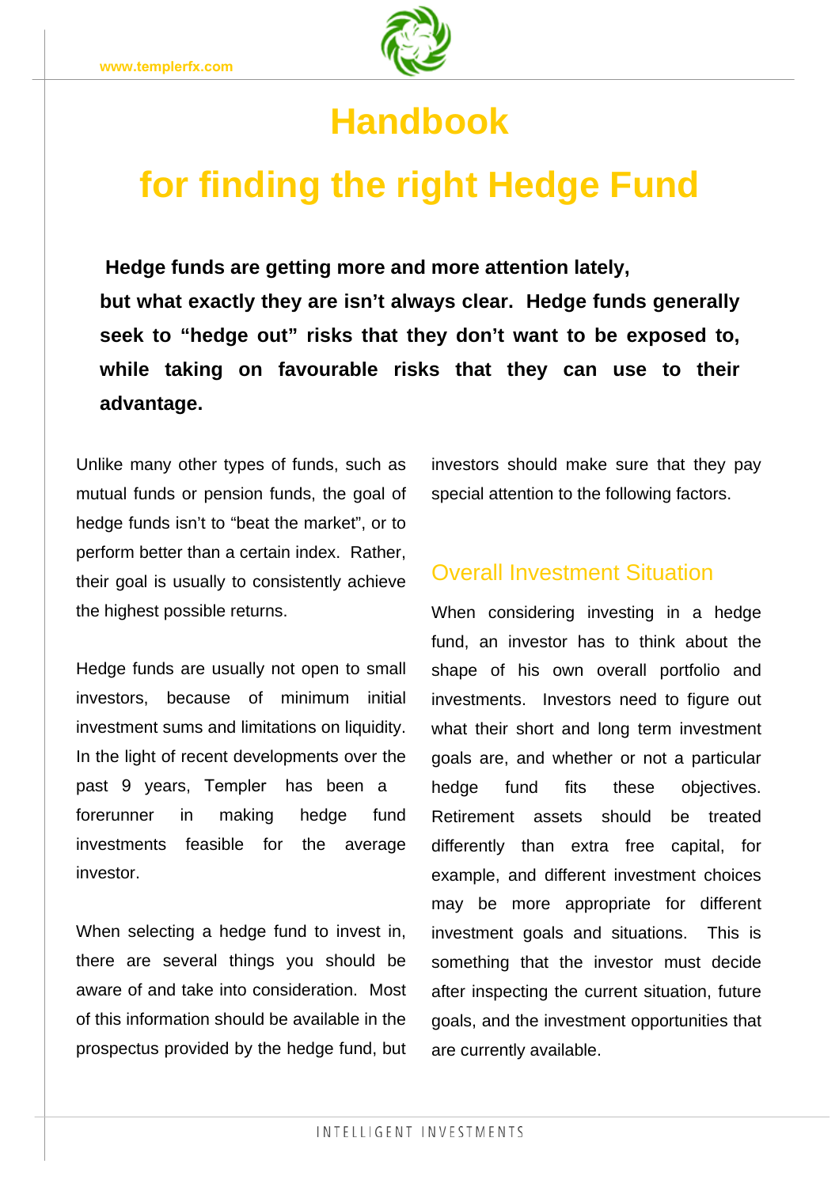# Handbook

# for finding the right Hedge Fund

**Hedge funds are getting more and more attention lately, but what exactly they are isn't always clear. Hedge funds generally seek to "hedge out" risks that they don't want to be exposed to, while taking on favourable risks that they can use to their advantage.**

Unlike many other types of funds, such as mutual funds or pension funds, the goal of hedge funds isn't to "beat the market", or to perform better than a certain index. Rather, their goal is usually to consistently achieve the highest possible returns.

Hedge funds are usually not open to small investors, because of minimum initial investment sums and limitations on liquidity. In the light of recent developments over the past 9 years, Templer has been a forerunner in making hedge fund investments feasible for the average investor.

When selecting a hedge fund to invest in, there are several things you should be aware of and take into consideration. Most of this information should be available in the prospectus provided by the hedge fund, but investors should make sure that they pay special attention to the following factors.

## Overall Investment Situation

When considering investing in a hedge fund, an investor has to think about the shape of his own overall portfolio and investments. Investors need to figure out what their short and long term investment goals are, and whether or not a particular hedge fund fits these objectives. Retirement assets should be treated differently than extra free capital, for example, and different investment choices may be more appropriate for different investment goals and situations. This is something that the investor must decide after inspecting the current situation, future goals, and the investment opportunities that are currently available.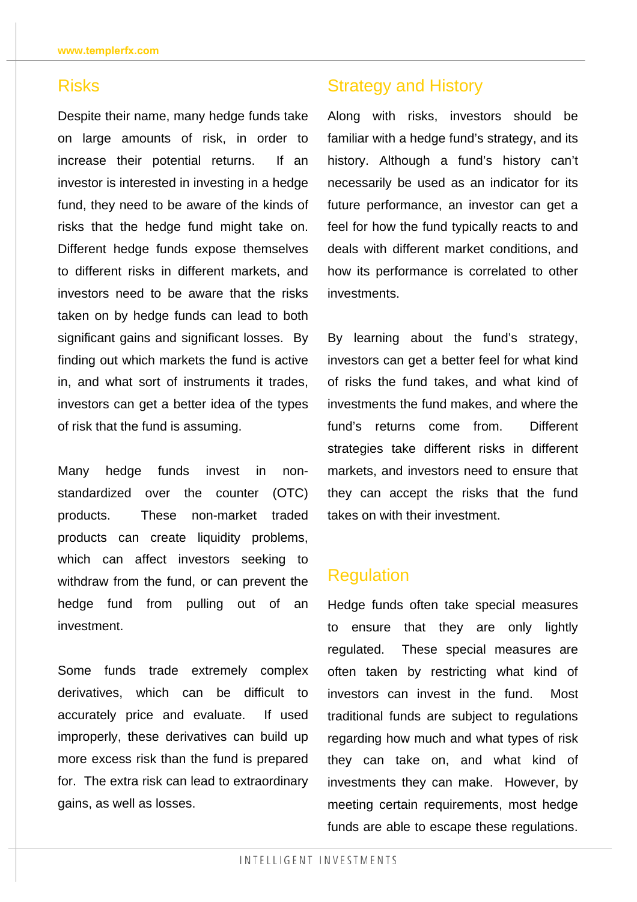## Risks

Despite their name, many hedge funds take on large amounts of risk, in order to increase their potential returns. If an investor is interested in investing in a hedge fund, they need to be aware of the kinds of risks that the hedge fund might take on. Different hedge funds expose themselves to different risks in different markets, and investors need to be aware that the risks taken on by hedge funds can lead to both significant gains and significant losses. By finding out which markets the fund is active in, and what sort of instruments it trades, investors can get a better idea of the types of risk that the fund is assuming.

Many hedge funds invest in non-standardized over the counter (OTC) products. These non-market traded products can create liquidity problems, which can affect investors seeking to withdraw from the fund, or can prevent the hedge fund from pulling out of an investment.

Some funds trade extremely complex derivatives, which can be difficult to accurately price and evaluate. If used improperly, these derivatives can build up more excess risk than the fund is prepared for. The extra risk can lead to extraordinary gains, as well as losses.

## Strategy and History

Along with risks, investors should be familiar with a hedge fund's strategy, and its history. Although a fund's history can't necessarily be used as an indicator for its future performance, an investor can get a feel for how the fund typically reacts to and deals with different market conditions, and how its performance is correlated to other investments.

By learning about the fund's strategy, investors can get a better feel for what kind of risks the fund takes, and what kind of investments the fund makes, and where the fund's returns come from. Different strategies take different risks in different markets, and investors need to ensure that they can accept the risks that the fund takes on with their investment.

## Regulation

Hedge funds often take special measures to ensure that they are only lightly regulated. These special measures are often taken by restricting what kind of investors can invest in the fund. Most traditional funds are subject to regulations regarding how much and what types of risk they can take on, and what kind of investments they can make. However, by meeting certain requirements, most hedge funds are able to escape these regulations.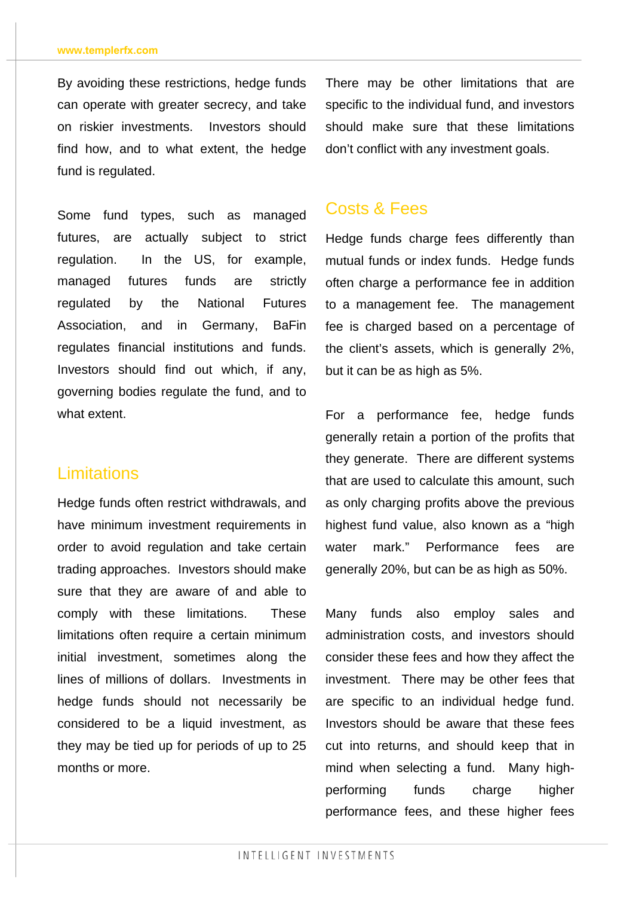By avoiding these restrictions, hedge funds can operate with greater secrecy, and take on riskier investments. Investors should find how, and to what extent, the hedge fund is regulated.

Some fund types, such as managed futures, are actually subject to strict regulation. In the US, for example, managed futures funds are strictly regulated by the National Futures Association, and in Germany, BaFin regulates financial institutions and funds. Investors should find out which, if any, governing bodies regulate the fund, and to what extent.

## Limitations

Hedge funds often restrict withdrawals, and have minimum investment requirements in order to avoid regulation and take certain trading approaches. Investors should make sure that they are aware of and able to comply with these limitations. These limitations often require a certain minimum initial investment, sometimes along the lines of millions of dollars. Investments in hedge funds should not necessarily be considered to be a liquid investment, as they may be tied up for periods of up to 25 months or more.

There may be other limitations that are specific to the individual fund, and investors should make sure that these limitations don't conflict with any investment goals.

## Costs & Fees

Hedge funds charge fees differently than mutual funds or index funds. Hedge funds often charge a performance fee in addition to a management fee. The management fee is charged based on a percentage of the client's assets, which is generally 2%, but it can be as high as 5%.

For a performance fee, hedge funds generally retain a portion of the profits that they generate. There are different systems that are used to calculate this amount, such as only charging profits above the previous highest fund value, also known as a "high water mark." Performance fees are generally 20%, but can be as high as 50%.

Many funds also employ sales and administration costs, and investors should consider these fees and how they affect the investment. There may be other fees that are specific to an individual hedge fund. Investors should be aware that these fees cut into returns, and should keep that in mind when selecting a fund. Many high-performing funds charge higher performance fees, and these higher fees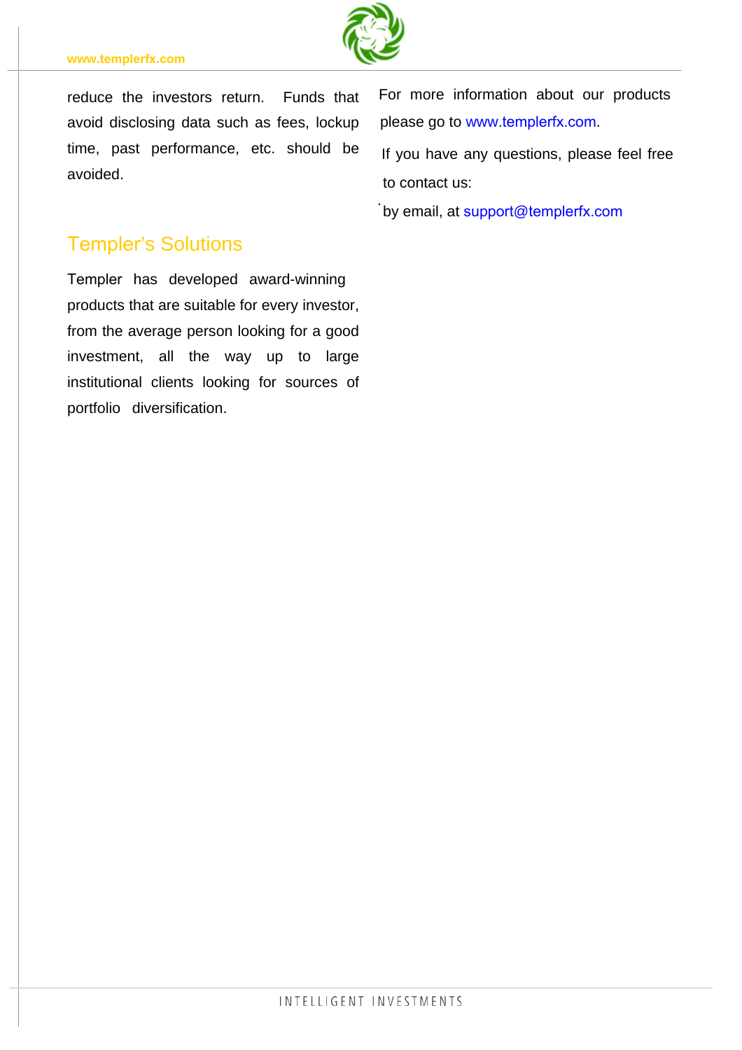reduce the investors return. Funds that avoid disclosing data such as fees, lockup time, past performance, etc. should be avoided.

## Templer's Solutions

Templer has developed award-winning products that are suitable for every investor, from the average person looking for a good investment, all the way up to large institutional clients looking for sources of portfolio diversification.

For more information about our products please go to www.templerfx.com.

If you have any questions, please feel free to contact us:

by email, at support@templerfx.com